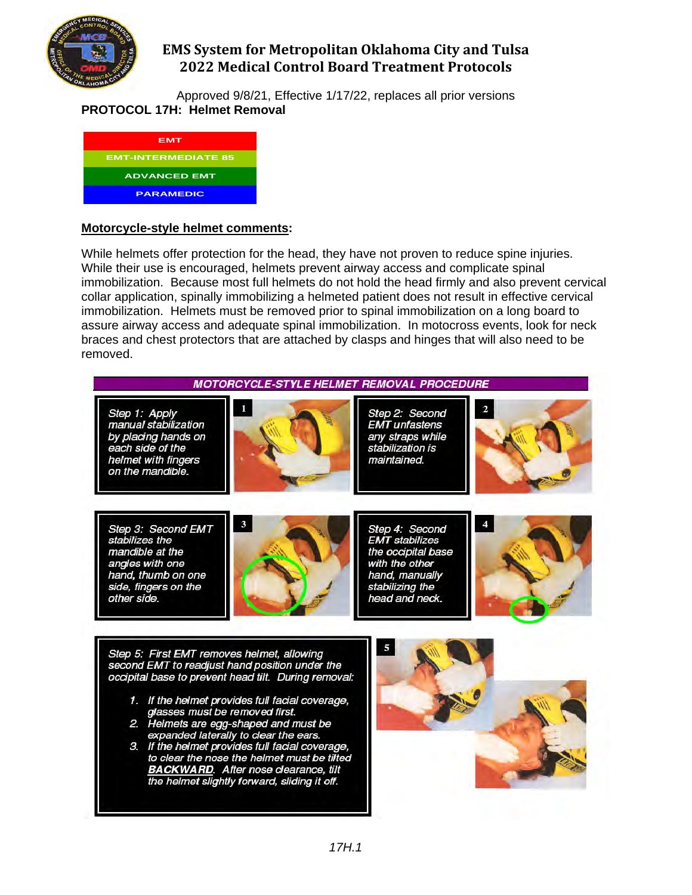# EMS System for Metropolitan Oklahoma City and Tulsa
## 2022 Medical Control Board Treatment Protocols

Approved 9/8/21, Effective 1/17/22, replaces all prior versions

**PROTOCOL 17H: Helmet Removal**

| EMT |
|---|
| EMT-INTERMEDIATE 85 |
| ADVANCED EMT |
| PARAMEDIC |

**Motorcycle-style helmet comments:**

While helmets offer protection for the head, they have not proven to reduce spine injuries. While their use is encouraged, helmets prevent airway access and complicate spinal immobilization. Because most full helmets do not hold the head firmly and also prevent cervical collar application, spinally immobilizing a helmeted patient does not result in effective cervical immobilization. Helmets must be removed prior to spinal immobilization on a long board to assure airway access and adequate spinal immobilization. In motocross events, look for neck braces and chest protectors that are attached by clasps and hinges that will also need to be removed.

### MOTORCYCLE-STYLE HELMET REMOVAL PROCEDURE

*Step 1: Apply manual stabilization by placing hands on each side of the helmet with fingers on the mandible.*

*Step 2: Second EMT unfastens any straps while stabilization is maintained.*

*Step 3: Second EMT stabilizes the mandible at the angles with one hand, thumb on one side, fingers on the other side.*

*Step 4: Second EMT stabilizes the occipital base with the other hand, manually stabilizing the head and neck.*

*Step 5: First EMT removes helmet, allowing second EMT to readjust hand position under the occipital base to prevent head tilt. During removal:*

1. *If the helmet provides full facial coverage, glasses must be removed first.*
2. *Helmets are egg-shaped and must be expanded laterally to clear the ears.*
3. *If the helmet provides full facial coverage, to clear the nose the helmet must be tilted **BACKWARD**. After nose clearance, tilt the helmet slightly forward, sliding it off.*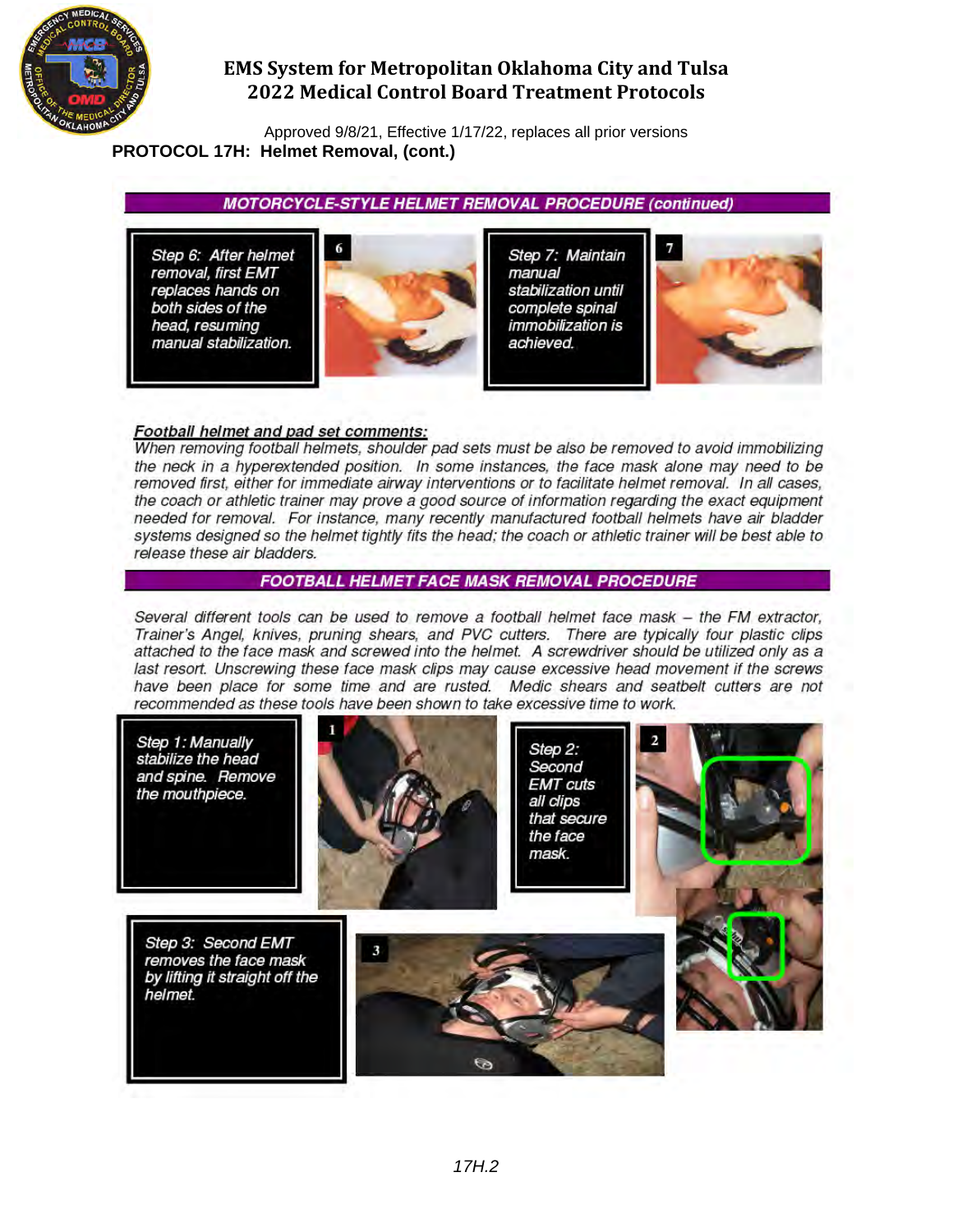**PROTOCOL 17H: Helmet Removal, (cont.)**

## MOTORCYCLE-STYLE HELMET REMOVAL PROCEDURE (continued)

*Step 6: After helmet removal, first EMT replaces hands on both sides of the head, resuming manual stabilization.*

*Step 7: Maintain manual stabilization until complete spinal immobilization is achieved.*

***Football helmet and pad set comments:***

*When removing football helmets, shoulder pad sets must be also be removed to avoid immobilizing the neck in a hyperextended position. In some instances, the face mask alone may need to be removed first, either for immediate airway interventions or to facilitate helmet removal. In all cases, the coach or athletic trainer may prove a good source of information regarding the exact equipment needed for removal. For instance, many recently manufactured football helmets have air bladder systems designed so the helmet tightly fits the head; the coach or athletic trainer will be best able to release these air bladders.*

## FOOTBALL HELMET FACE MASK REMOVAL PROCEDURE

*Several different tools can be used to remove a football helmet face mask – the FM extractor, Trainer's Angel, knives, pruning shears, and PVC cutters. There are typically four plastic clips attached to the face mask and screwed into the helmet. A screwdriver should be utilized only as a last resort. Unscrewing these face mask clips may cause excessive head movement if the screws have been place for some time and are rusted. Medic shears and seatbelt cutters are not recommended as these tools have been shown to take excessive time to work.*

*Step 1: Manually stabilize the head and spine. Remove the mouthpiece.*

*Step 2: Second EMT cuts all clips that secure the face mask.*

*Step 3: Second EMT removes the face mask by lifting it straight off the helmet.*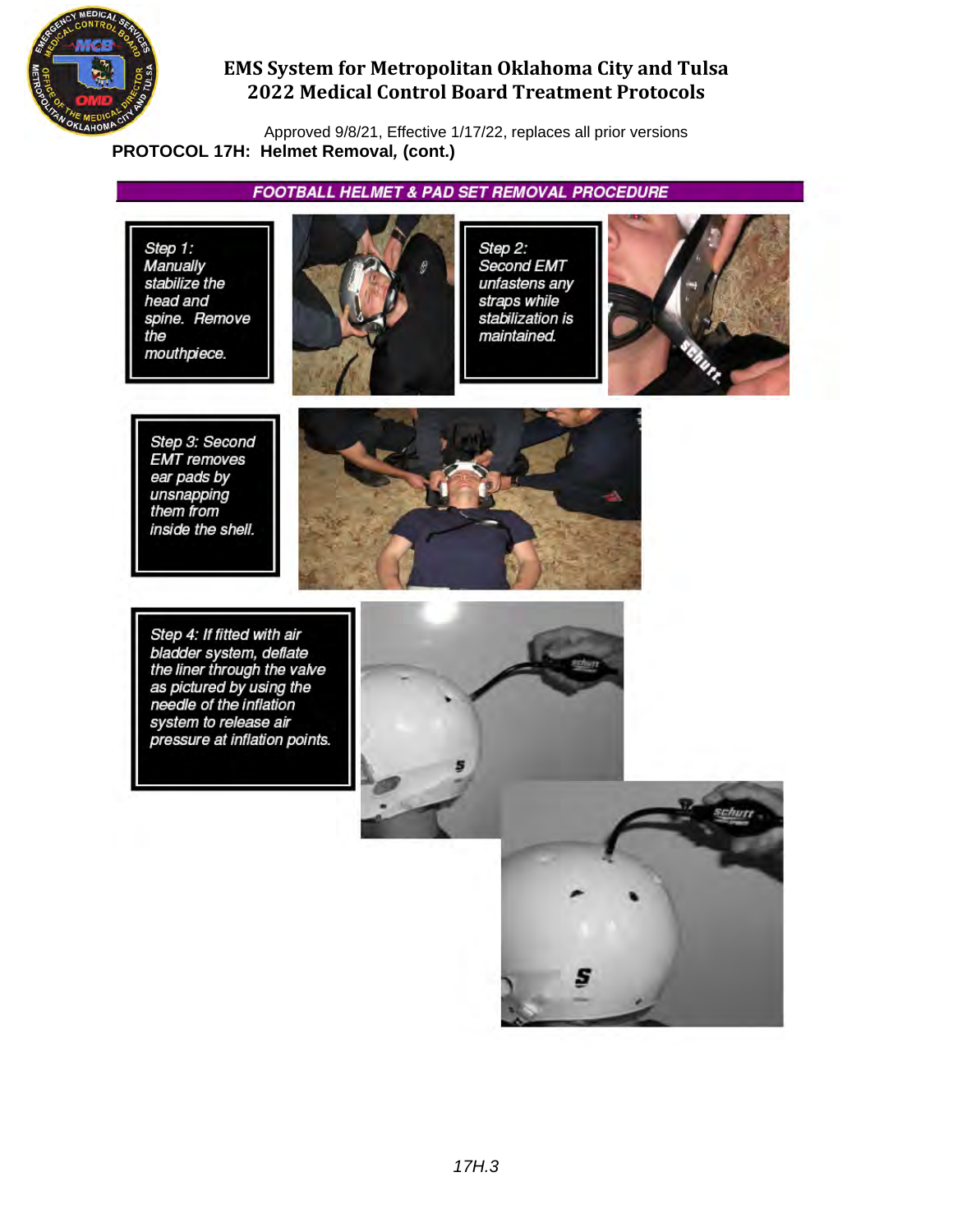## PROTOCOL 17H: Helmet Removal, (cont.)

### FOOTBALL HELMET & PAD SET REMOVAL PROCEDURE

*Step 1: Manually stabilize the head and spine. Remove the mouthpiece.*

*Step 2: Second EMT unfastens any straps while stabilization is maintained.*

*Step 3: Second EMT removes ear pads by unsnapping them from inside the shell.*

*Step 4: If fitted with air bladder system, deflate the liner through the valve as pictured by using the needle of the inflation system to release air pressure at inflation points.*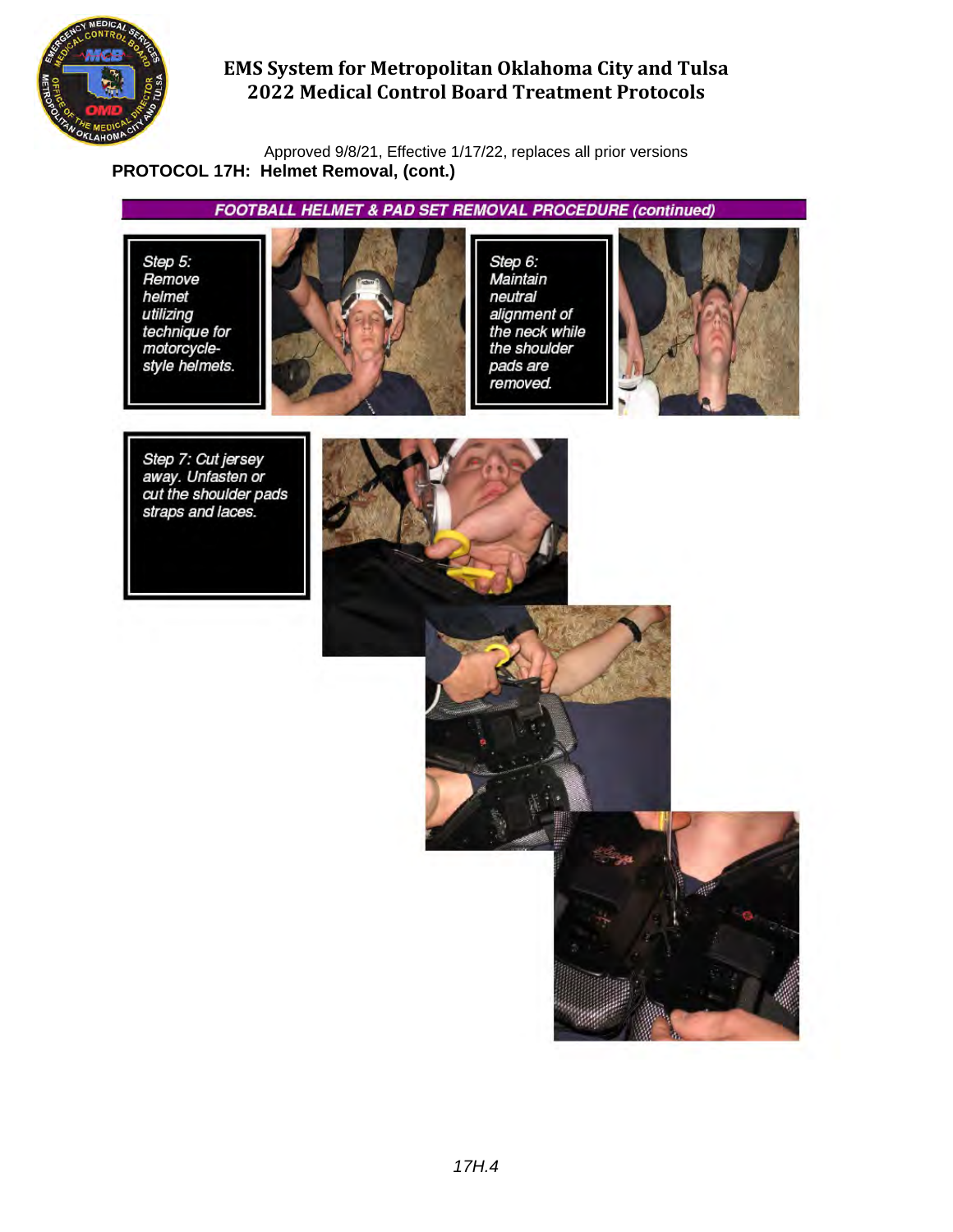Approved 9/8/21, Effective 1/17/22, replaces all prior versions

**PROTOCOL 17H: Helmet Removal, (cont.)**

## FOOTBALL HELMET & PAD SET REMOVAL PROCEDURE (continued)

*Step 5: Remove helmet utilizing technique for motorcycle-style helmets.*

*Step 6: Maintain neutral alignment of the neck while the shoulder pads are removed.*

*Step 7: Cut jersey away. Unfasten or cut the shoulder pads straps and laces.*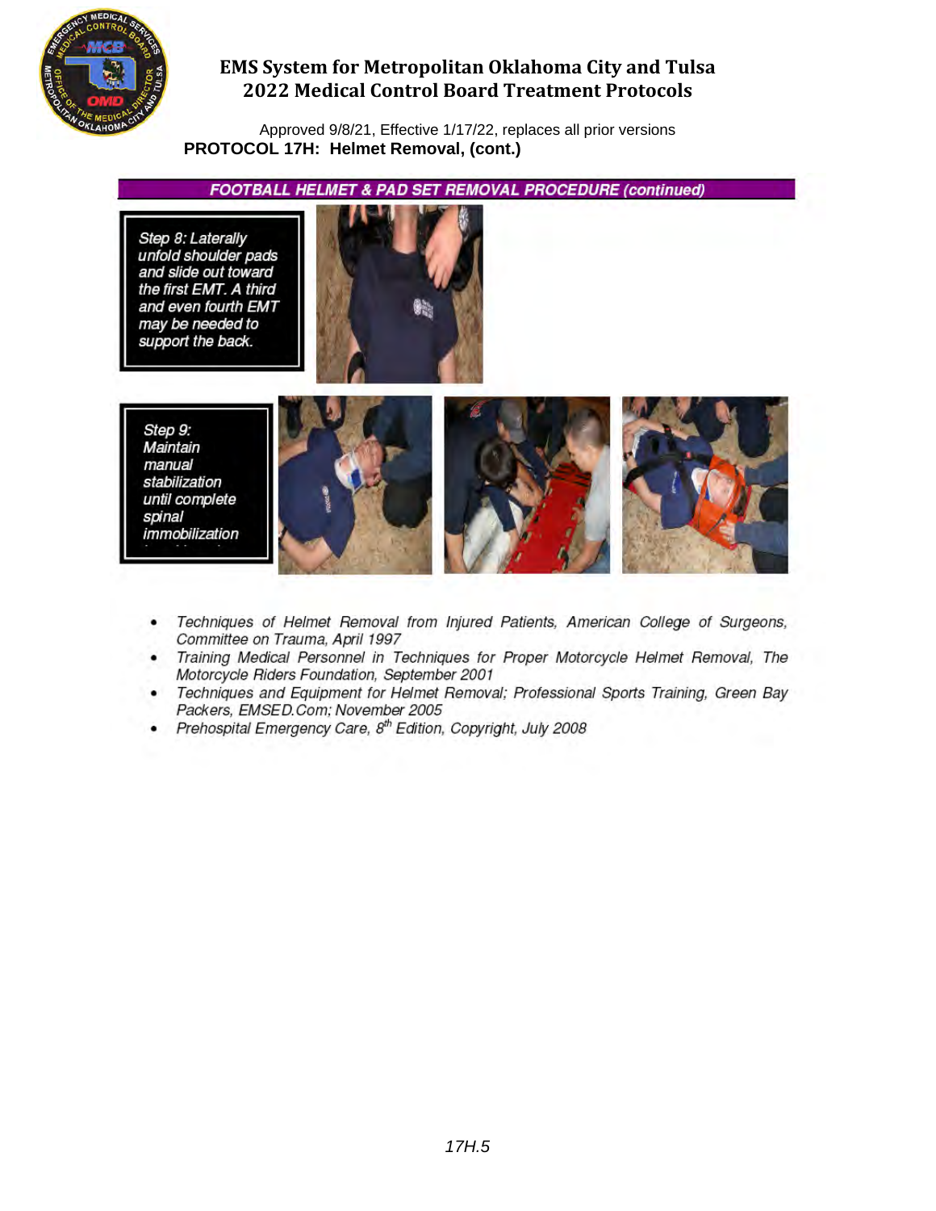**PROTOCOL 17H: Helmet Removal, (cont.)**

## FOOTBALL HELMET & PAD SET REMOVAL PROCEDURE (continued)

*Step 8: Laterally unfold shoulder pads and slide out toward the first EMT. A third and even fourth EMT may be needed to support the back.*

*Step 9: Maintain manual stabilization until complete spinal immobilization*

- *Techniques of Helmet Removal from Injured Patients, American College of Surgeons, Committee on Trauma, April 1997*
- *Training Medical Personnel in Techniques for Proper Motorcycle Helmet Removal, The Motorcycle Riders Foundation, September 2001*
- *Techniques and Equipment for Helmet Removal; Professional Sports Training, Green Bay Packers, EMSED.Com; November 2005*
- *Prehospital Emergency Care, 8th Edition, Copyright, July 2008*